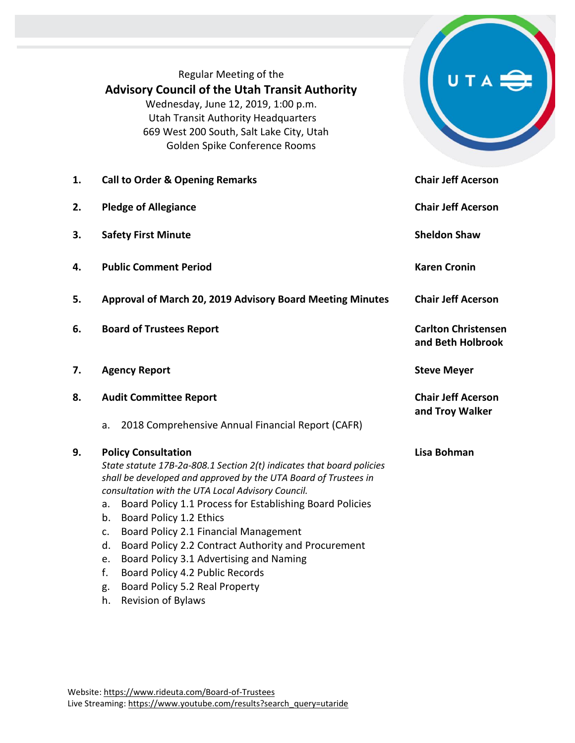Regular Meeting of the

# Advisory Council of the Utah Transit Authority

Wednesday, June 12, 2019, 1:00 p.m.
Utah Transit Authority Headquarters
669 West 200 South, Salt Lake City, Utah
Golden Spike Conference Rooms

| | | |
|---|---|---|
| **1.** | **Call to Order & Opening Remarks** | **Chair Jeff Acerson** |
| **2.** | **Pledge of Allegiance** | **Chair Jeff Acerson** |
| **3.** | **Safety First Minute** | **Sheldon Shaw** |
| **4.** | **Public Comment Period** | **Karen Cronin** |
| **5.** | **Approval of March 20, 2019 Advisory Board Meeting Minutes** | **Chair Jeff Acerson** |
| **6.** | **Board of Trustees Report** | **Carlton Christensen and Beth Holbrook** |
| **7.** | **Agency Report** | **Steve Meyer** |
| **8.** | **Audit Committee Report**<br>a. 2018 Comprehensive Annual Financial Report (CAFR) | **Chair Jeff Acerson and Troy Walker** |
| **9.** | **Policy Consultation**<br>*State statute 17B-2a-808.1 Section 2(t) indicates that board policies shall be developed and approved by the UTA Board of Trustees in consultation with the UTA Local Advisory Council.*<br>a. Board Policy 1.1 Process for Establishing Board Policies<br>b. Board Policy 1.2 Ethics<br>c. Board Policy 2.1 Financial Management<br>d. Board Policy 2.2 Contract Authority and Procurement<br>e. Board Policy 3.1 Advertising and Naming<br>f. Board Policy 4.2 Public Records<br>g. Board Policy 5.2 Real Property<br>h. Revision of Bylaws | **Lisa Bohman** |

Website: https://www.rideuta.com/Board-of-Trustees
Live Streaming: https://www.youtube.com/results?search_query=utaride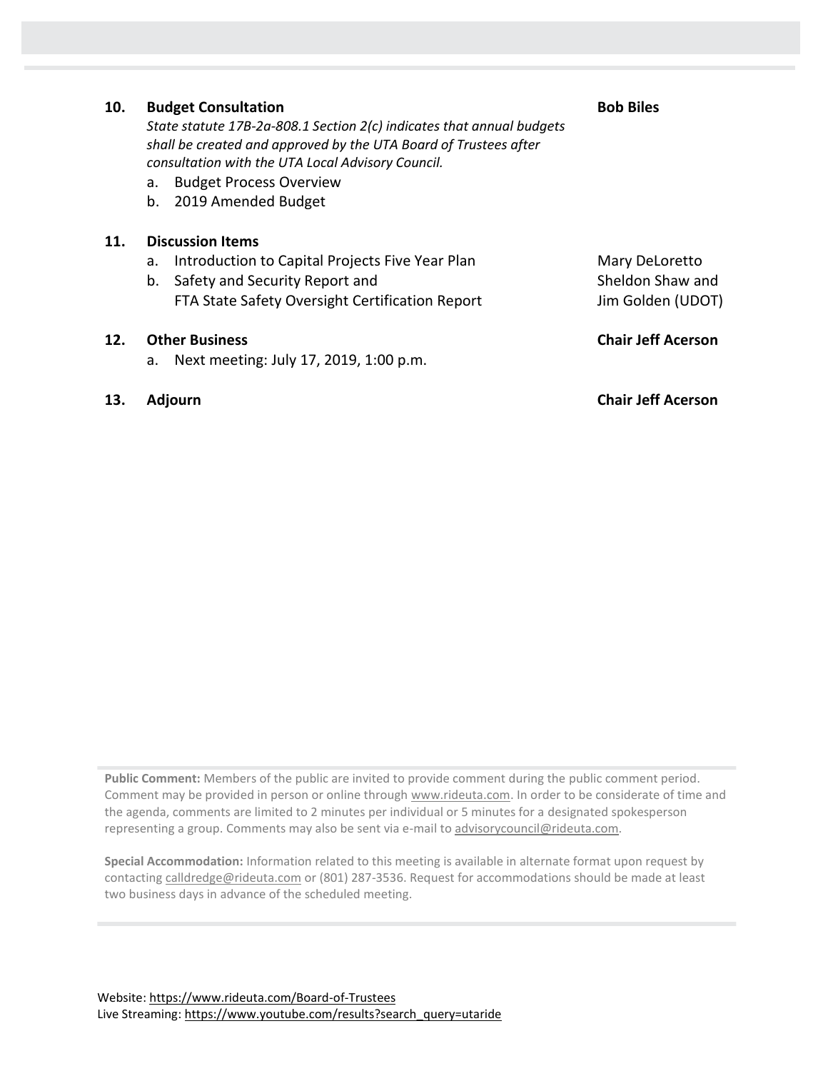**10. Budget Consultation** **Bob Biles**

*State statute 17B-2a-808.1 Section 2(c) indicates that annual budgets shall be created and approved by the UTA Board of Trustees after consultation with the UTA Local Advisory Council.*

a. Budget Process Overview
b. 2019 Amended Budget

**11. Discussion Items**

a. Introduction to Capital Projects Five Year Plan — Mary DeLoretto
b. Safety and Security Report and FTA State Safety Oversight Certification Report — Sheldon Shaw and Jim Golden (UDOT)

**12. Other Business** **Chair Jeff Acerson**

a. Next meeting: July 17, 2019, 1:00 p.m.

**13. Adjourn** **Chair Jeff Acerson**

**Public Comment:** Members of the public are invited to provide comment during the public comment period. Comment may be provided in person or online through www.rideuta.com. In order to be considerate of time and the agenda, comments are limited to 2 minutes per individual or 5 minutes for a designated spokesperson representing a group. Comments may also be sent via e-mail to advisorycouncil@rideuta.com.

**Special Accommodation:** Information related to this meeting is available in alternate format upon request by contacting calldredge@rideuta.com or (801) 287-3536. Request for accommodations should be made at least two business days in advance of the scheduled meeting.

Website: https://www.rideuta.com/Board-of-Trustees
Live Streaming: https://www.youtube.com/results?search_query=utaride